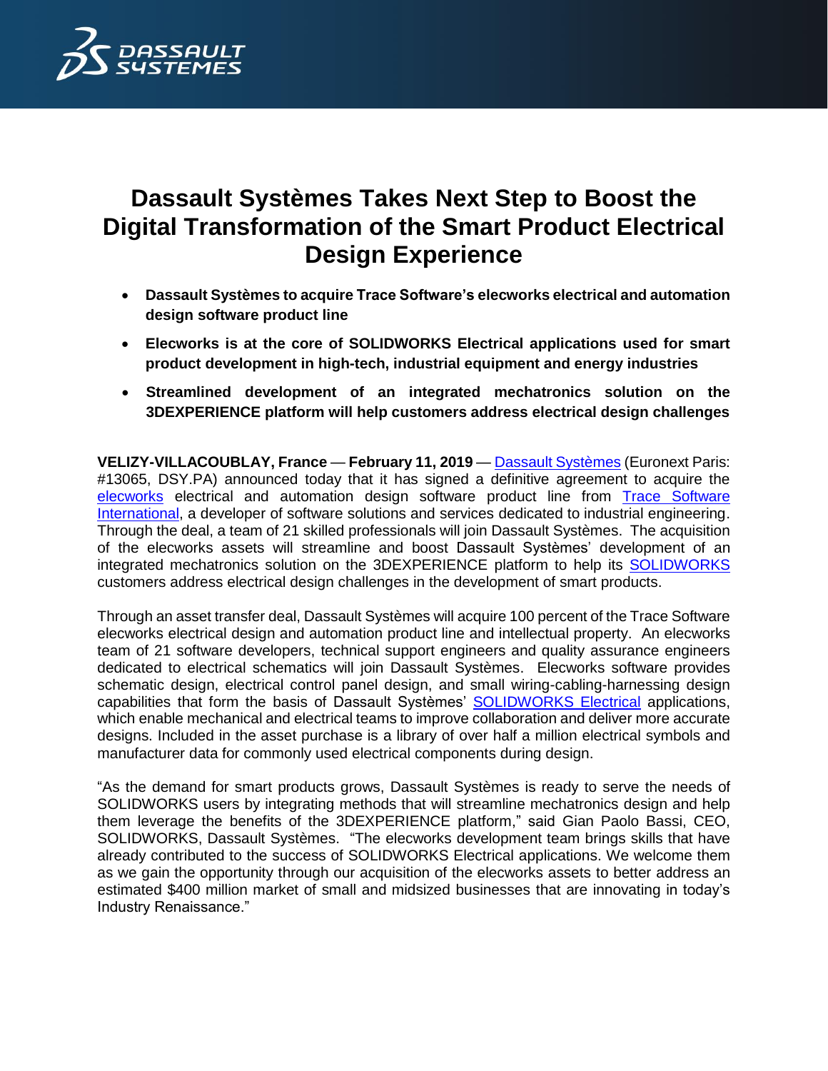# Dassault Systèmes Takes Next Step to Boost the Digital Transformation of the Smart Product Electrical Design Experience

- **Dassault Systèmes to acquire Trace Software's elecworks electrical and automation design software product line**
- **Elecworks is at the core of SOLIDWORKS Electrical applications used for smart product development in high-tech, industrial equipment and energy industries**
- **Streamlined development of an integrated mechatronics solution on the 3DEXPERIENCE platform will help customers address electrical design challenges**

**VELIZY-VILLACOUBLAY, France** — **February 11, 2019** — Dassault Systèmes (Euronext Paris: #13065, DSY.PA) announced today that it has signed a definitive agreement to acquire the elecworks electrical and automation design software product line from Trace Software International, a developer of software solutions and services dedicated to industrial engineering. Through the deal, a team of 21 skilled professionals will join Dassault Systèmes. The acquisition of the elecworks assets will streamline and boost Dassault Systèmes' development of an integrated mechatronics solution on the 3DEXPERIENCE platform to help its SOLIDWORKS customers address electrical design challenges in the development of smart products.

Through an asset transfer deal, Dassault Systèmes will acquire 100 percent of the Trace Software elecworks electrical design and automation product line and intellectual property. An elecworks team of 21 software developers, technical support engineers and quality assurance engineers dedicated to electrical schematics will join Dassault Systèmes. Elecworks software provides schematic design, electrical control panel design, and small wiring-cabling-harnessing design capabilities that form the basis of Dassault Systèmes' SOLIDWORKS Electrical applications, which enable mechanical and electrical teams to improve collaboration and deliver more accurate designs. Included in the asset purchase is a library of over half a million electrical symbols and manufacturer data for commonly used electrical components during design.

"As the demand for smart products grows, Dassault Systèmes is ready to serve the needs of SOLIDWORKS users by integrating methods that will streamline mechatronics design and help them leverage the benefits of the 3DEXPERIENCE platform," said Gian Paolo Bassi, CEO, SOLIDWORKS, Dassault Systèmes. "The elecworks development team brings skills that have already contributed to the success of SOLIDWORKS Electrical applications. We welcome them as we gain the opportunity through our acquisition of the elecworks assets to better address an estimated $400 million market of small and midsized businesses that are innovating in today's Industry Renaissance."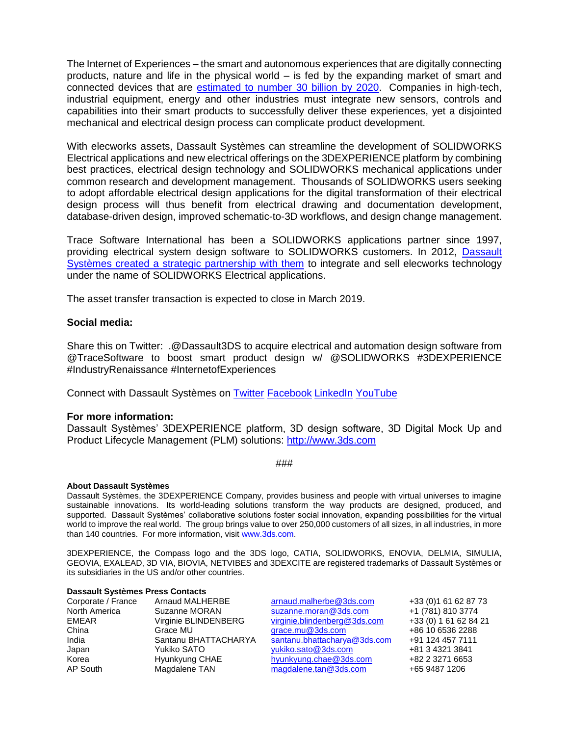The Internet of Experiences – the smart and autonomous experiences that are digitally connecting products, nature and life in the physical world – is fed by the expanding market of smart and connected devices that are [estimated to number 30 billion by 2020](). Companies in high-tech, industrial equipment, energy and other industries must integrate new sensors, controls and capabilities into their smart products to successfully deliver these experiences, yet a disjointed mechanical and electrical design process can complicate product development.

With elecworks assets, Dassault Systèmes can streamline the development of SOLIDWORKS Electrical applications and new electrical offerings on the 3DEXPERIENCE platform by combining best practices, electrical design technology and SOLIDWORKS mechanical applications under common research and development management. Thousands of SOLIDWORKS users seeking to adopt affordable electrical design applications for the digital transformation of their electrical design process will thus benefit from electrical drawing and documentation development, database-driven design, improved schematic-to-3D workflows, and design change management.

Trace Software International has been a SOLIDWORKS applications partner since 1997, providing electrical system design software to SOLIDWORKS customers. In 2012, [Dassault Systèmes created a strategic partnership with them]() to integrate and sell elecworks technology under the name of SOLIDWORKS Electrical applications.

The asset transfer transaction is expected to close in March 2019.

### Social media:

Share this on Twitter: .@Dassault3DS to acquire electrical and automation design software from @TraceSoftware to boost smart product design w/ @SOLIDWORKS #3DEXPERIENCE #IndustryRenaissance #InternetofExperiences

Connect with Dassault Systèmes on Twitter Facebook LinkedIn YouTube

### For more information:

Dassault Systèmes' 3DEXPERIENCE platform, 3D design software, 3D Digital Mock Up and Product Lifecycle Management (PLM) solutions: http://www.3ds.com

###

**About Dassault Systèmes**

Dassault Systèmes, the 3DEXPERIENCE Company, provides business and people with virtual universes to imagine sustainable innovations. Its world-leading solutions transform the way products are designed, produced, and supported. Dassault Systèmes' collaborative solutions foster social innovation, expanding possibilities for the virtual world to improve the real world. The group brings value to over 250,000 customers of all sizes, in all industries, in more than 140 countries. For more information, visit www.3ds.com.

3DEXPERIENCE, the Compass logo and the 3DS logo, CATIA, SOLIDWORKS, ENOVIA, DELMIA, SIMULIA, GEOVIA, EXALEAD, 3D VIA, BIOVIA, NETVIBES and 3DEXCITE are registered trademarks of Dassault Systèmes or its subsidiaries in the US and/or other countries.

**Dassault Systèmes Press Contacts**

| | | | |
|---|---|---|---|
| Corporate / France | Arnaud MALHERBE | arnaud.malherbe@3ds.com | +33 (0)1 61 62 87 73 |
| North America | Suzanne MORAN | suzanne.moran@3ds.com | +1 (781) 810 3774 |
| EMEAR | Virginie BLINDENBERG | virginie.blindenberg@3ds.com | +33 (0) 1 61 62 84 21 |
| China | Grace MU | grace.mu@3ds.com | +86 10 6536 2288 |
| India | Santanu BHATTACHARYA | santanu.bhattacharya@3ds.com | +91 124 457 7111 |
| Japan | Yukiko SATO | yukiko.sato@3ds.com | +81 3 4321 3841 |
| Korea | Hyunkyung CHAE | hyunkyung.chae@3ds.com | +82 2 3271 6653 |
| AP South | Magdalene TAN | magdalene.tan@3ds.com | +65 9487 1206 |